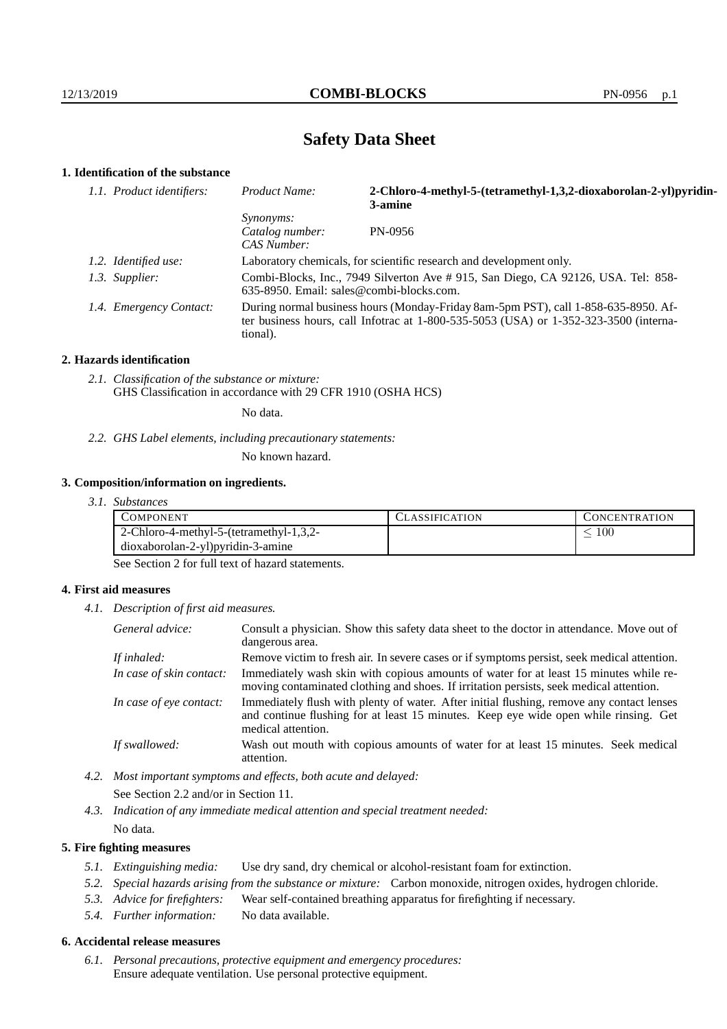# Safety Data Sheet

## 1. Identification of the substance

*1.1. Product identifiers:*
- *Product Name:* **2-Chloro-4-methyl-5-(tetramethyl-1,3,2-dioxaborolan-2-yl)pyridin-3-amine**
- *Synonyms:*
- *Catalog number:* PN-0956
- *CAS Number:*

*1.2. Identified use:* Laboratory chemicals, for scientific research and development only.

*1.3. Supplier:* Combi-Blocks, Inc., 7949 Silverton Ave # 915, San Diego, CA 92126, USA. Tel: 858-635-8950. Email: sales@combi-blocks.com.

*1.4. Emergency Contact:* During normal business hours (Monday-Friday 8am-5pm PST), call 1-858-635-8950. After business hours, call Infotrac at 1-800-535-5053 (USA) or 1-352-323-3500 (international).

## 2. Hazards identification

*2.1. Classification of the substance or mixture:*
GHS Classification in accordance with 29 CFR 1910 (OSHA HCS)

No data.

*2.2. GHS Label elements, including precautionary statements:*

No known hazard.

## 3. Composition/information on ingredients.

*3.1. Substances*

| COMPONENT | CLASSIFICATION | CONCENTRATION |
|---|---|---|
| 2-Chloro-4-methyl-5-(tetramethyl-1,3,2-dioxaborolan-2-yl)pyridin-3-amine | | $\leq 100$ |

See Section 2 for full text of hazard statements.

## 4. First aid measures

*4.1. Description of first aid measures.*

- *General advice:* Consult a physician. Show this safety data sheet to the doctor in attendance. Move out of dangerous area.
- *If inhaled:* Remove victim to fresh air. In severe cases or if symptoms persist, seek medical attention.
- *In case of skin contact:* Immediately wash skin with copious amounts of water for at least 15 minutes while removing contaminated clothing and shoes. If irritation persists, seek medical attention.
- *In case of eye contact:* Immediately flush with plenty of water. After initial flushing, remove any contact lenses and continue flushing for at least 15 minutes. Keep eye wide open while rinsing. Get medical attention.
- *If swallowed:* Wash out mouth with copious amounts of water for at least 15 minutes. Seek medical attention.

*4.2. Most important symptoms and effects, both acute and delayed:*

See Section 2.2 and/or in Section 11.

*4.3. Indication of any immediate medical attention and special treatment needed:*

No data.

## 5. Fire fighting measures

*5.1. Extinguishing media:* Use dry sand, dry chemical or alcohol-resistant foam for extinction.

*5.2. Special hazards arising from the substance or mixture:* Carbon monoxide, nitrogen oxides, hydrogen chloride.

*5.3. Advice for firefighters:* Wear self-contained breathing apparatus for firefighting if necessary.

*5.4. Further information:* No data available.

## 6. Accidental release measures

*6.1. Personal precautions, protective equipment and emergency procedures:*
Ensure adequate ventilation. Use personal protective equipment.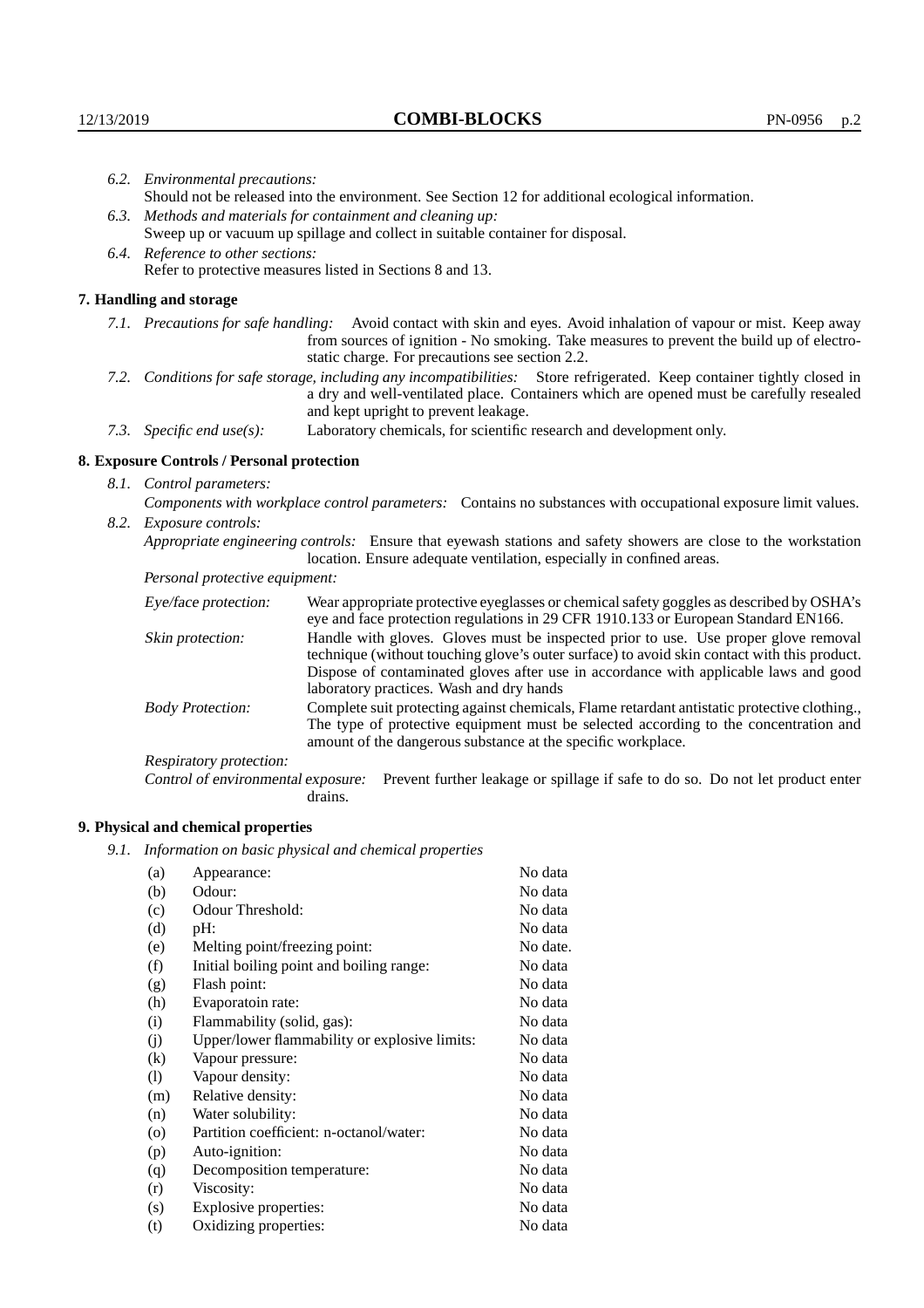*6.2. Environmental precautions:*

Should not be released into the environment. See Section 12 for additional ecological information.

*6.3. Methods and materials for containment and cleaning up:*

Sweep up or vacuum up spillage and collect in suitable container for disposal.

*6.4. Reference to other sections:*

Refer to protective measures listed in Sections 8 and 13.

## 7. Handling and storage

*7.1. Precautions for safe handling:* Avoid contact with skin and eyes. Avoid inhalation of vapour or mist. Keep away from sources of ignition - No smoking. Take measures to prevent the build up of electrostatic charge. For precautions see section 2.2.

*7.2. Conditions for safe storage, including any incompatibilities:* Store refrigerated. Keep container tightly closed in a dry and well-ventilated place. Containers which are opened must be carefully resealed and kept upright to prevent leakage.

*7.3. Specific end use(s):* Laboratory chemicals, for scientific research and development only.

## 8. Exposure Controls / Personal protection

*8.1. Control parameters:*

*Components with workplace control parameters:* Contains no substances with occupational exposure limit values.

*8.2. Exposure controls:*

*Appropriate engineering controls:* Ensure that eyewash stations and safety showers are close to the workstation location. Ensure adequate ventilation, especially in confined areas.

*Personal protective equipment:*

*Eye/face protection:* Wear appropriate protective eyeglasses or chemical safety goggles as described by OSHA's eye and face protection regulations in 29 CFR 1910.133 or European Standard EN166.

*Skin protection:* Handle with gloves. Gloves must be inspected prior to use. Use proper glove removal technique (without touching glove's outer surface) to avoid skin contact with this product. Dispose of contaminated gloves after use in accordance with applicable laws and good laboratory practices. Wash and dry hands

*Body Protection:* Complete suit protecting against chemicals, Flame retardant antistatic protective clothing., The type of protective equipment must be selected according to the concentration and amount of the dangerous substance at the specific workplace.

*Respiratory protection:*

*Control of environmental exposure:* Prevent further leakage or spillage if safe to do so. Do not let product enter drains.

## 9. Physical and chemical properties

*9.1. Information on basic physical and chemical properties*

| | | |
|---|---|---|
| (a) | Appearance: | No data |
| (b) | Odour: | No data |
| (c) | Odour Threshold: | No data |
| (d) | pH: | No data |
| (e) | Melting point/freezing point: | No date. |
| (f) | Initial boiling point and boiling range: | No data |
| (g) | Flash point: | No data |
| (h) | Evaporatoin rate: | No data |
| (i) | Flammability (solid, gas): | No data |
| (j) | Upper/lower flammability or explosive limits: | No data |
| (k) | Vapour pressure: | No data |
| (l) | Vapour density: | No data |
| (m) | Relative density: | No data |
| (n) | Water solubility: | No data |
| (o) | Partition coefficient: n-octanol/water: | No data |
| (p) | Auto-ignition: | No data |
| (q) | Decomposition temperature: | No data |
| (r) | Viscosity: | No data |
| (s) | Explosive properties: | No data |
| (t) | Oxidizing properties: | No data |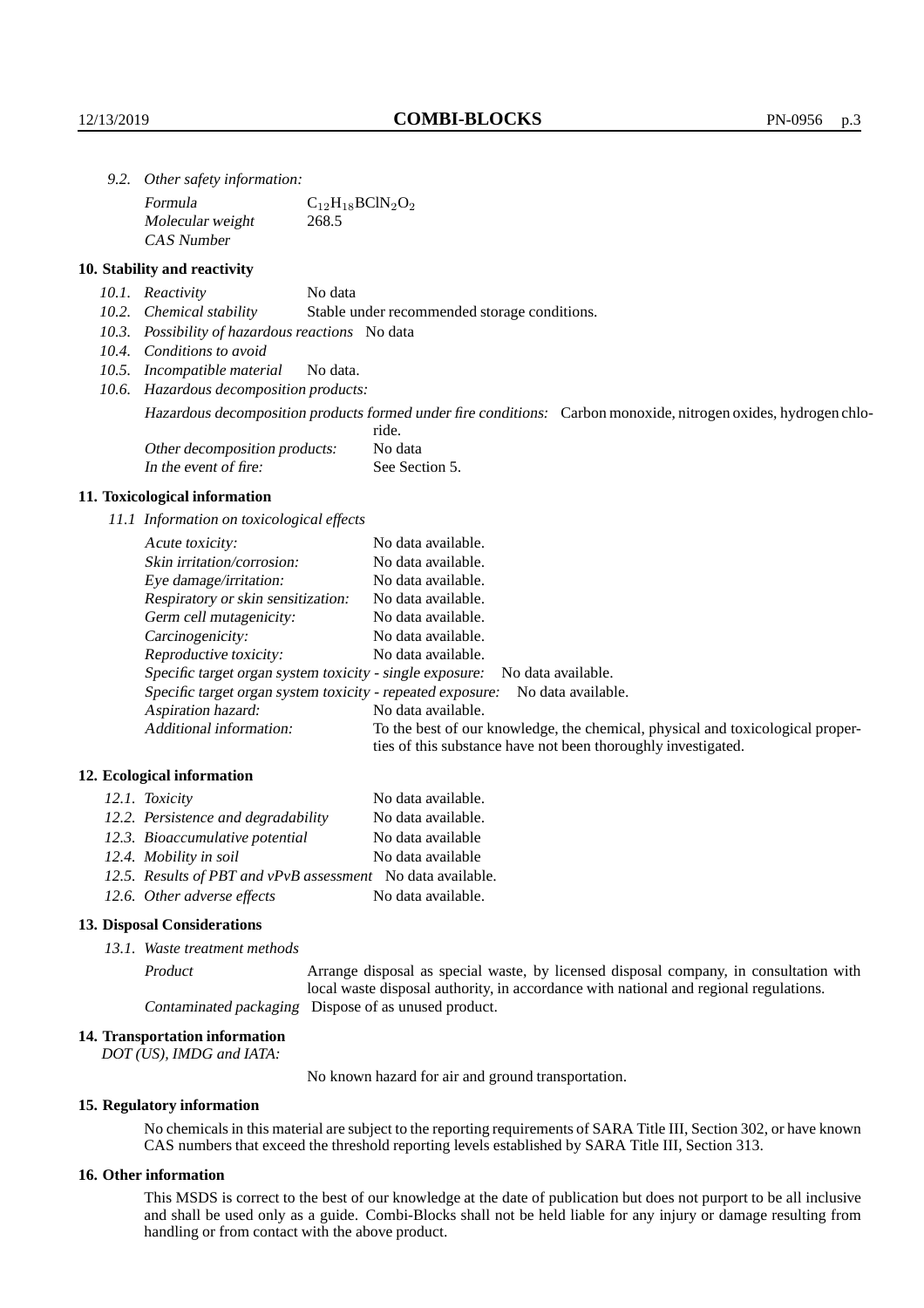*9.2. Other safety information:*

| | |
|---|---|
| *Formula* | $C_{12}H_{18}BClN_2O_2$ |
| *Molecular weight* | 268.5 |
| *CAS Number* | |

## 10. Stability and reactivity

*10.1. Reactivity* No data

*10.2. Chemical stability* Stable under recommended storage conditions.

*10.3. Possibility of hazardous reactions* No data

*10.4. Conditions to avoid*

*10.5. Incompatible material* No data.

*10.6. Hazardous decomposition products:*

*Hazardous decomposition products formed under fire conditions:* Carbon monoxide, nitrogen oxides, hydrogen chloride.

| | |
|---|---|
| *Other decomposition products:* | No data |
| *In the event of fire:* | See Section 5. |

## 11. Toxicological information

*11.1 Information on toxicological effects*

| | |
|---|---|
| *Acute toxicity:* | No data available. |
| *Skin irritation/corrosion:* | No data available. |
| *Eye damage/irritation:* | No data available. |
| *Respiratory or skin sensitization:* | No data available. |
| *Germ cell mutagenicity:* | No data available. |
| *Carcinogenicity:* | No data available. |
| *Reproductive toxicity:* | No data available. |
| *Specific target organ system toxicity - single exposure:* | No data available. |
| *Specific target organ system toxicity - repeated exposure:* | No data available. |
| *Aspiration hazard:* | No data available. |
| *Additional information:* | To the best of our knowledge, the chemical, physical and toxicological properties of this substance have not been thoroughly investigated. |

## 12. Ecological information

| | |
|---|---|
| *12.1. Toxicity* | No data available. |
| *12.2. Persistence and degradability* | No data available. |
| *12.3. Bioaccumulative potential* | No data available |
| *12.4. Mobility in soil* | No data available |
| *12.5. Results of PBT and vPvB assessment* | No data available. |
| *12.6. Other adverse effects* | No data available. |

## 13. Disposal Considerations

*13.1. Waste treatment methods*

| | |
|---|---|
| *Product* | Arrange disposal as special waste, by licensed disposal company, in consultation with local waste disposal authority, in accordance with national and regional regulations. |
| *Contaminated packaging* | Dispose of as unused product. |

## 14. Transportation information

*DOT (US), IMDG and IATA:*

No known hazard for air and ground transportation.

## 15. Regulatory information

No chemicals in this material are subject to the reporting requirements of SARA Title III, Section 302, or have known CAS numbers that exceed the threshold reporting levels established by SARA Title III, Section 313.

## 16. Other information

This MSDS is correct to the best of our knowledge at the date of publication but does not purport to be all inclusive and shall be used only as a guide. Combi-Blocks shall not be held liable for any injury or damage resulting from handling or from contact with the above product.